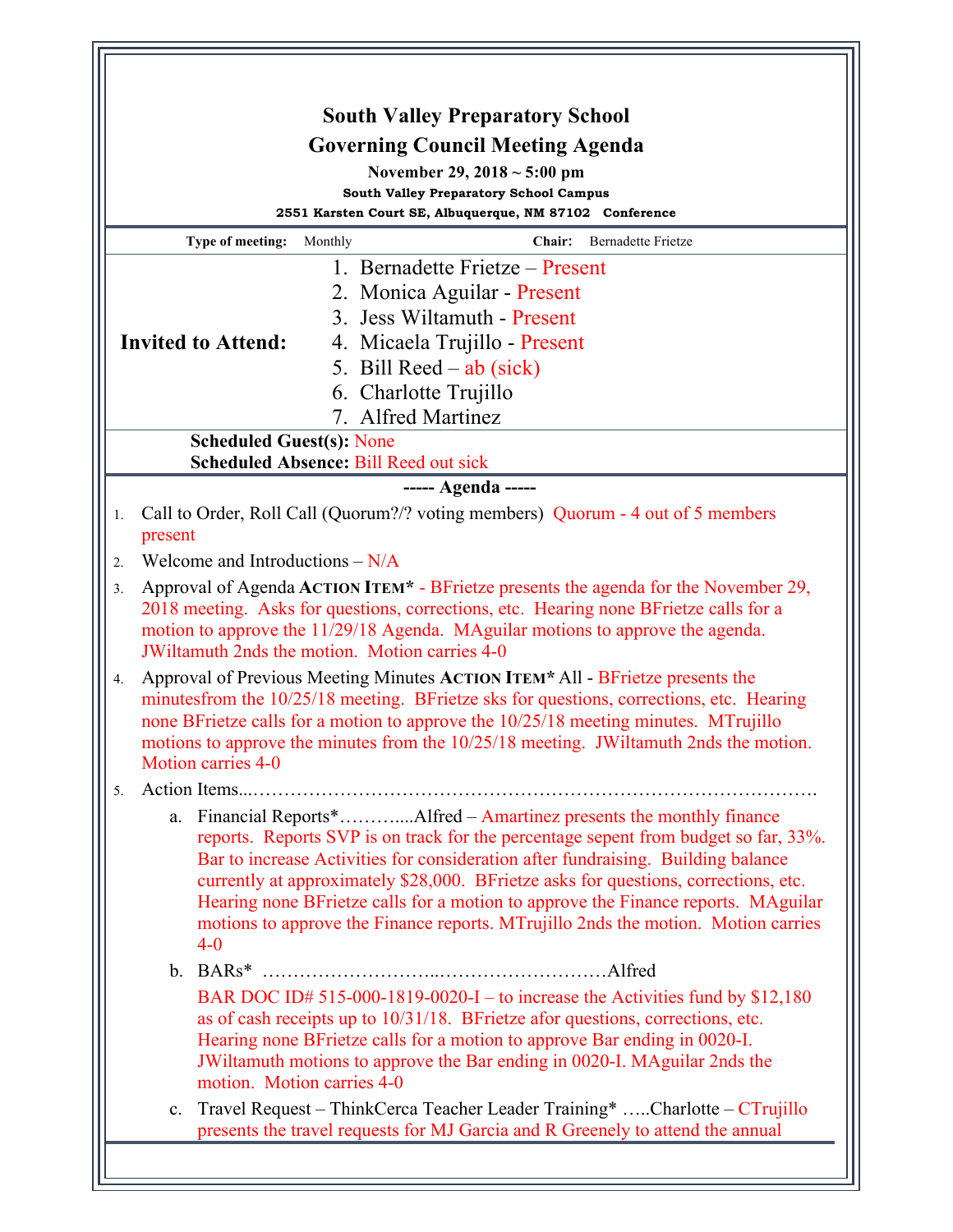# South Valley Preparatory School

## Governing Council Meeting Agenda

**November 29, 2018 ~ 5:00 pm**

**South Valley Preparatory School Campus**

**2551 Karsten Court SE, Albuquerque, NM 87102 Conference**

**Type of meeting:** Monthly **Chair:** Bernadette Frietze

**Invited to Attend:**

1. Bernadette Frietze – Present
2. Monica Aguilar - Present
3. Jess Wiltamuth - Present
4. Micaela Trujillo - Present
5. Bill Reed – ab (sick)
6. Charlotte Trujillo
7. Alfred Martinez

**Scheduled Guest(s):** None
**Scheduled Absence:** Bill Reed out sick

----- Agenda -----

1. Call to Order, Roll Call (Quorum?/? voting members) Quorum - 4 out of 5 members present
2. Welcome and Introductions – N/A
3. Approval of Agenda **ACTION ITEM*** - BFrietze presents the agenda for the November 29, 2018 meeting. Asks for questions, corrections, etc. Hearing none BFrietze calls for a motion to approve the 11/29/18 Agenda. MAguilar motions to approve the agenda. JWiltamuth 2nds the motion. Motion carries 4-0
4. Approval of Previous Meeting Minutes **ACTION ITEM*** All - BFrietze presents the minutesfrom the 10/25/18 meeting. BFrietze sks for questions, corrections, etc. Hearing none BFrietze calls for a motion to approve the 10/25/18 meeting minutes. MTrujillo motions to approve the minutes from the 10/25/18 meeting. JWiltamuth 2nds the motion. Motion carries 4-0
5. Action Items...…………………………………………………………………………….
   a. Financial Reports*………....Alfred – Amartinez presents the monthly finance reports. Reports SVP is on track for the percentage sepent from budget so far, 33%. Bar to increase Activities for consideration after fundraising. Building balance currently at approximately $28,000. BFrietze asks for questions, corrections, etc. Hearing none BFrietze calls for a motion to approve the Finance reports. MAguilar motions to approve the Finance reports. MTrujillo 2nds the motion. Motion carries 4-0
   b. BARs* ……………………...………………………Alfred

      BAR DOC ID# 515-000-1819-0020-I – to increase the Activities fund by $12,180 as of cash receipts up to 10/31/18. BFrietze afor questions, corrections, etc. Hearing none BFrietze calls for a motion to approve Bar ending in 0020-I. JWiltamuth motions to approve the Bar ending in 0020-I. MAguilar 2nds the motion. Motion carries 4-0
   c. Travel Request – ThinkCerca Teacher Leader Training* …..Charlotte – CTrujillo presents the travel requests for MJ Garcia and R Greenely to attend the annual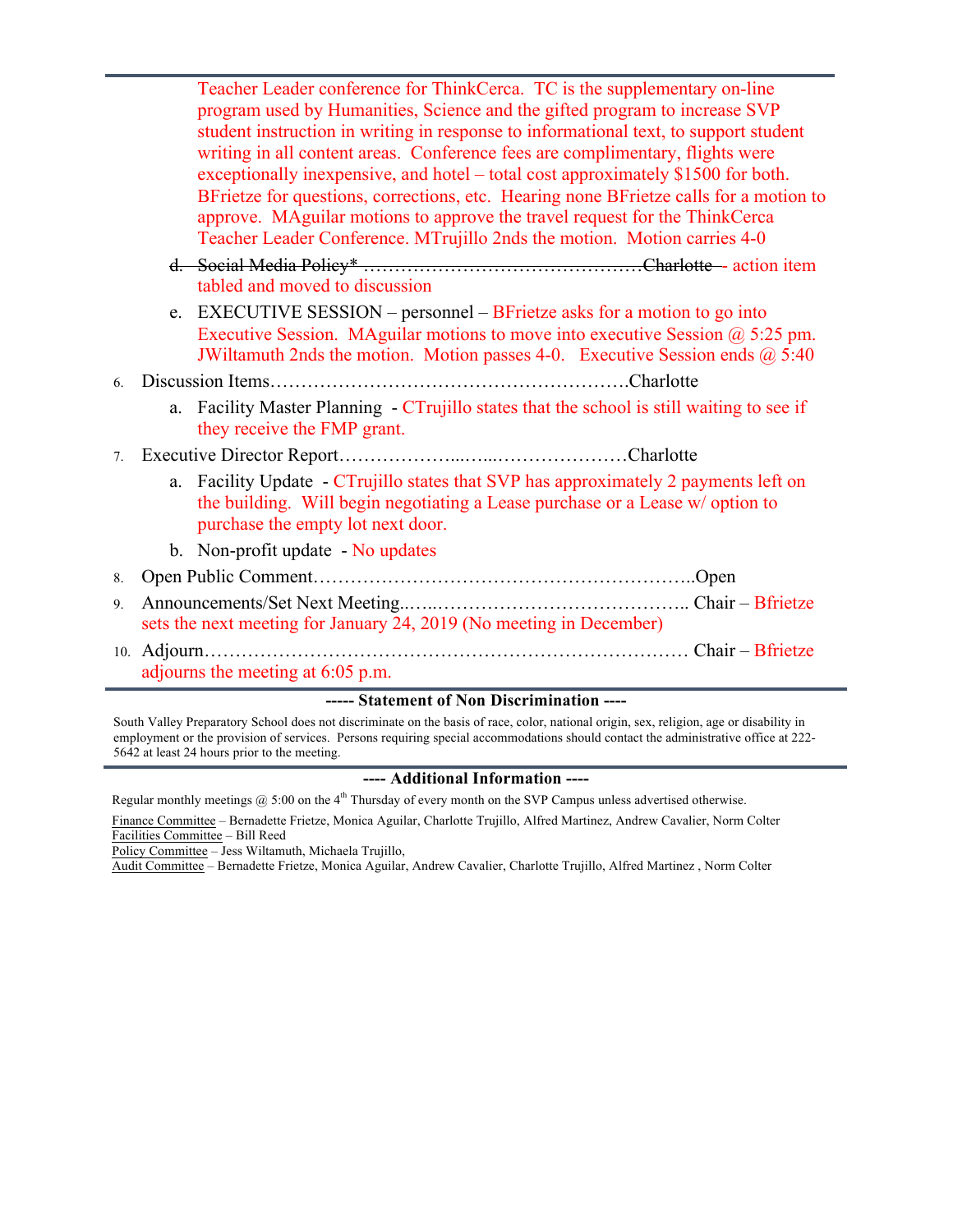Teacher Leader conference for ThinkCerca. TC is the supplementary on-line program used by Humanities, Science and the gifted program to increase SVP student instruction in writing in response to informational text, to support student writing in all content areas. Conference fees are complimentary, flights were exceptionally inexpensive, and hotel – total cost approximately $1500 for both. BFrietze for questions, corrections, etc. Hearing none BFrietze calls for a motion to approve. MAguilar motions to approve the travel request for the ThinkCerca Teacher Leader Conference. MTrujillo 2nds the motion. Motion carries 4-0

d. ~~Social Media Policy* ……………………………………………Charlotte~~ - action item tabled and moved to discussion

e. EXECUTIVE SESSION – personnel – BFrietze asks for a motion to go into Executive Session. MAguilar motions to move into executive Session @ 5:25 pm. JWiltamuth 2nds the motion. Motion passes 4-0. Executive Session ends @ 5:40

6. Discussion Items…………………………………………………Charlotte
   a. Facility Master Planning - CTrujillo states that the school is still waiting to see if they receive the FMP grant.
7. Executive Director Report………………...…...…………………Charlotte
   a. Facility Update - CTrujillo states that SVP has approximately 2 payments left on the building. Will begin negotiating a Lease purchase or a Lease w/ option to purchase the empty lot next door.
   b. Non-profit update - No updates
8. Open Public Comment……………………………………………………..Open
9. Announcements/Set Next Meeting..…..………………………………….. Chair – Bfrietze sets the next meeting for January 24, 2019 (No meeting in December)
10. Adjourn………………………………………………………………… Chair – Bfrietze adjourns the meeting at 6:05 p.m.

**----- Statement of Non Discrimination ----**

South Valley Preparatory School does not discriminate on the basis of race, color, national origin, sex, religion, age or disability in employment or the provision of services. Persons requiring special accommodations should contact the administrative office at 222-5642 at least 24 hours prior to the meeting.

**---- Additional Information ----**

Regular monthly meetings @ 5:00 on the 4th Thursday of every month on the SVP Campus unless advertised otherwise.

Finance Committee – Bernadette Frietze, Monica Aguilar, Charlotte Trujillo, Alfred Martinez, Andrew Cavalier, Norm Colter
Facilities Committee – Bill Reed
Policy Committee – Jess Wiltamuth, Michaela Trujillo,
Audit Committee – Bernadette Frietze, Monica Aguilar, Andrew Cavalier, Charlotte Trujillo, Alfred Martinez , Norm Colter